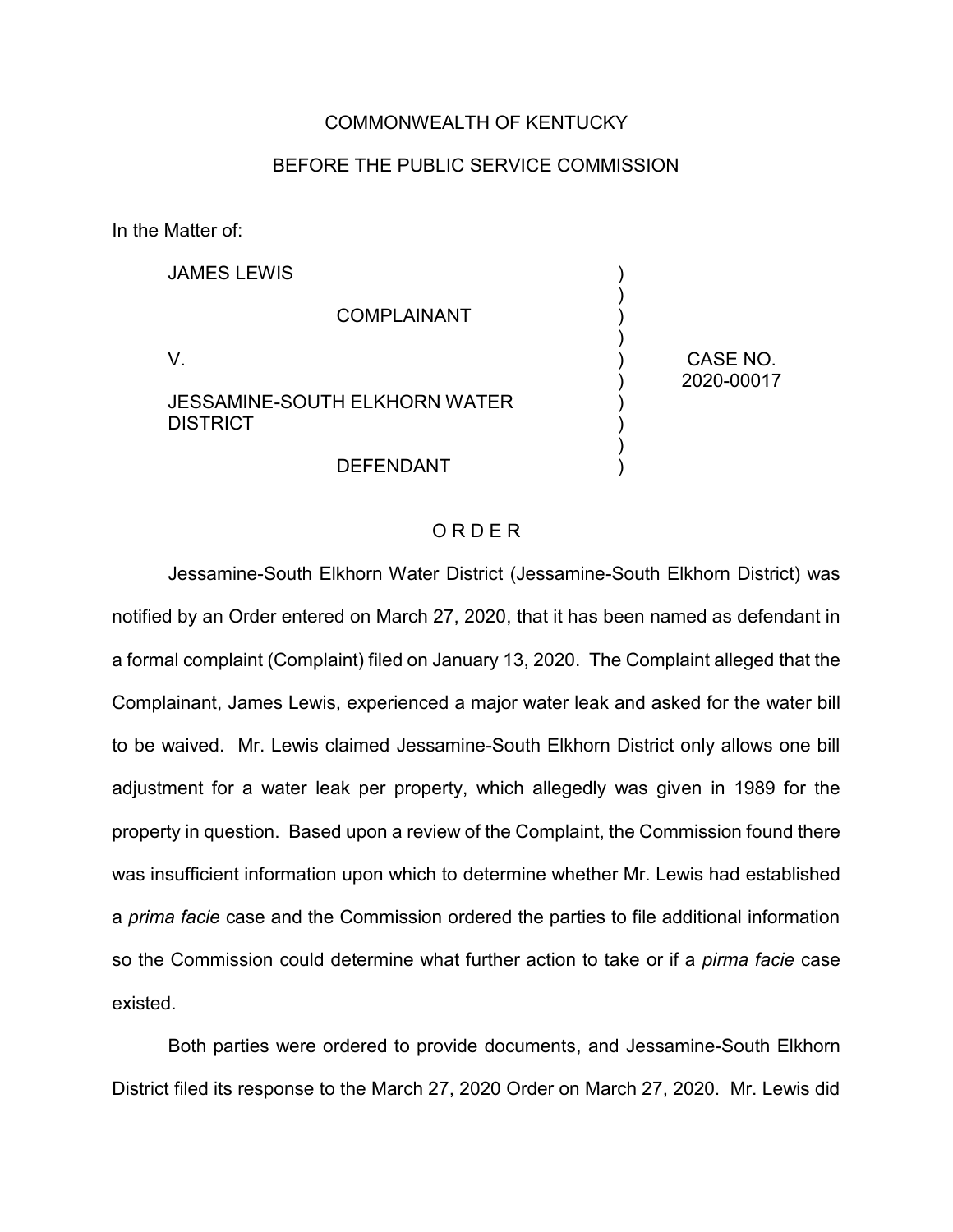COMMONWEALTH OF KENTUCKY

BEFORE THE PUBLIC SERVICE COMMISSION

In the Matter of:

| | | |
|---|---|---|
| JAMES LEWIS<br><br>COMPLAINANT<br><br>V.<br><br>JESSAMINE-SOUTH ELKHORN WATER DISTRICT<br><br>DEFENDANT | ) | CASE NO. 2020-00017 |

## O R D E R

Jessamine-South Elkhorn Water District (Jessamine-South Elkhorn District) was notified by an Order entered on March 27, 2020, that it has been named as defendant in a formal complaint (Complaint) filed on January 13, 2020. The Complaint alleged that the Complainant, James Lewis, experienced a major water leak and asked for the water bill to be waived. Mr. Lewis claimed Jessamine-South Elkhorn District only allows one bill adjustment for a water leak per property, which allegedly was given in 1989 for the property in question. Based upon a review of the Complaint, the Commission found there was insufficient information upon which to determine whether Mr. Lewis had established a *prima facie* case and the Commission ordered the parties to file additional information so the Commission could determine what further action to take or if a *pirma facie* case existed.

Both parties were ordered to provide documents, and Jessamine-South Elkhorn District filed its response to the March 27, 2020 Order on March 27, 2020. Mr. Lewis did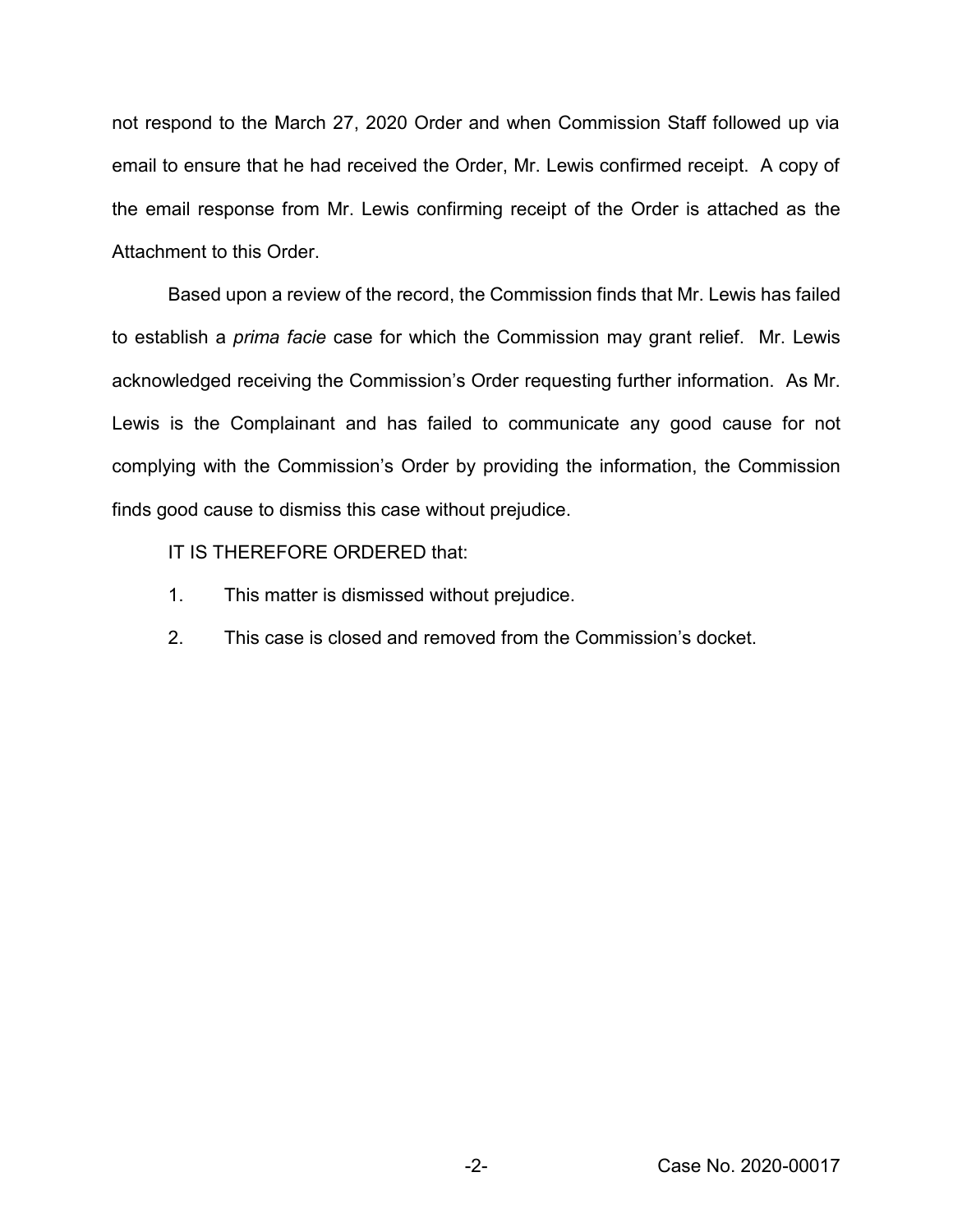not respond to the March 27, 2020 Order and when Commission Staff followed up via email to ensure that he had received the Order, Mr. Lewis confirmed receipt. A copy of the email response from Mr. Lewis confirming receipt of the Order is attached as the Attachment to this Order.

Based upon a review of the record, the Commission finds that Mr. Lewis has failed to establish a *prima facie* case for which the Commission may grant relief. Mr. Lewis acknowledged receiving the Commission's Order requesting further information. As Mr. Lewis is the Complainant and has failed to communicate any good cause for not complying with the Commission's Order by providing the information, the Commission finds good cause to dismiss this case without prejudice.

IT IS THEREFORE ORDERED that:

1. This matter is dismissed without prejudice.
2. This case is closed and removed from the Commission's docket.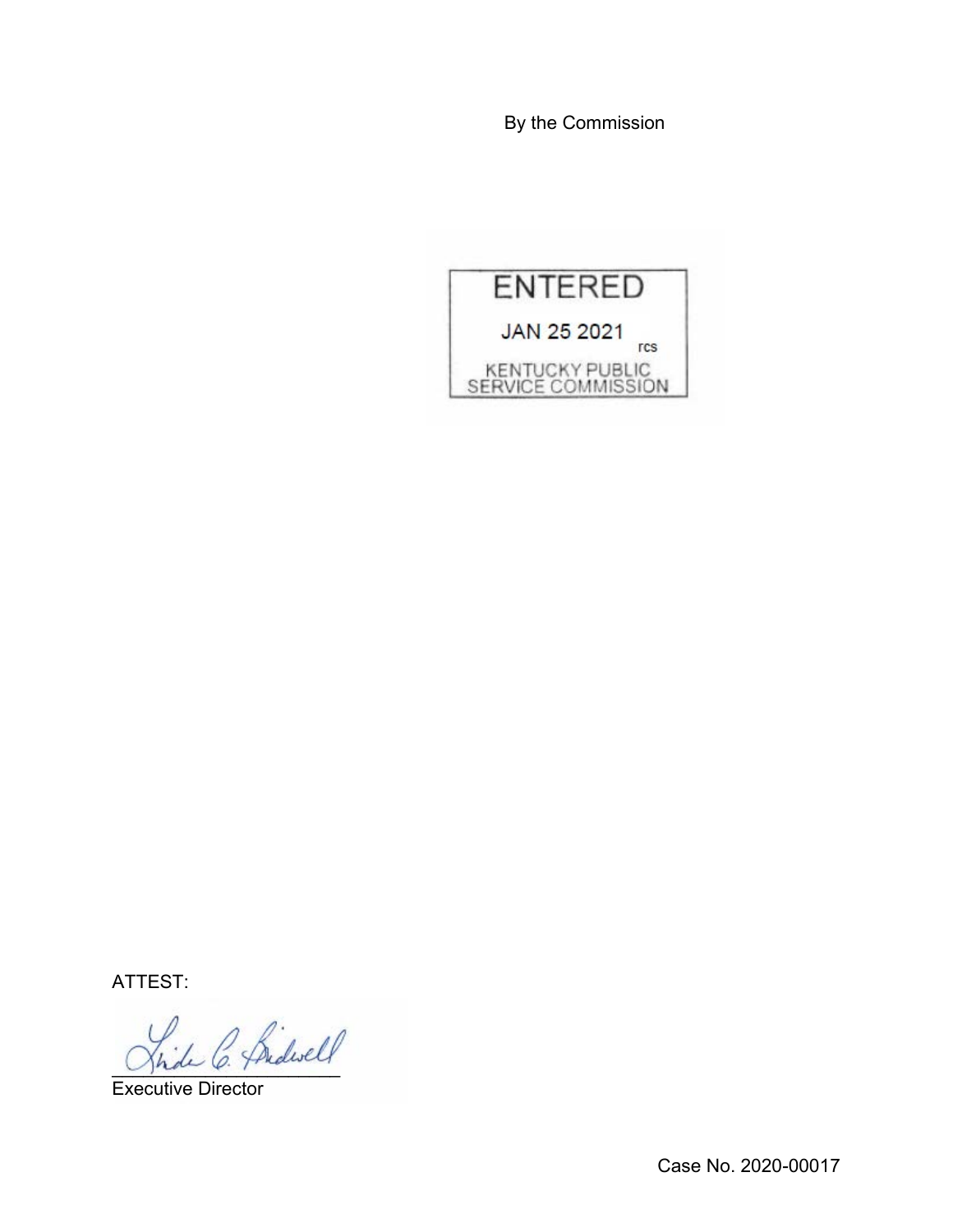By the Commission

ENTERED

JAN 25 2021

rcs

KENTUCKY PUBLIC SERVICE COMMISSION

ATTEST:

Executive Director

Case No. 2020-00017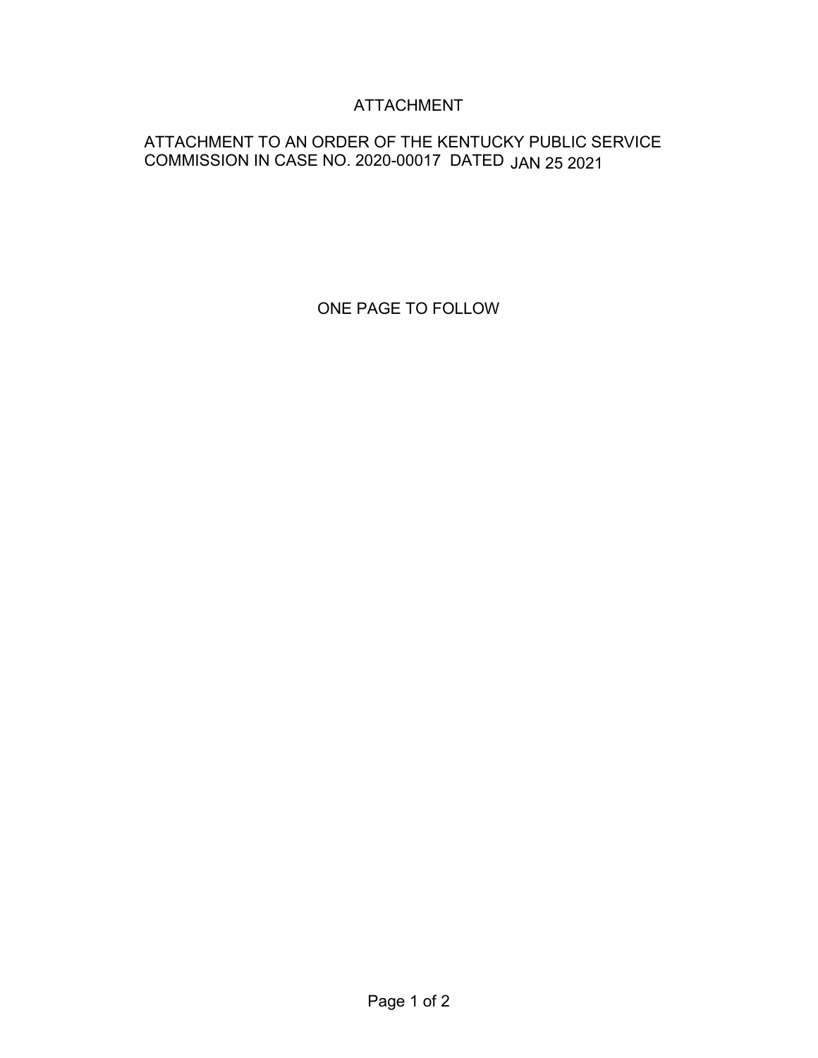# ATTACHMENT

ATTACHMENT TO AN ORDER OF THE KENTUCKY PUBLIC SERVICE COMMISSION IN CASE NO. 2020-00017 DATED JAN 25 2021

ONE PAGE TO FOLLOW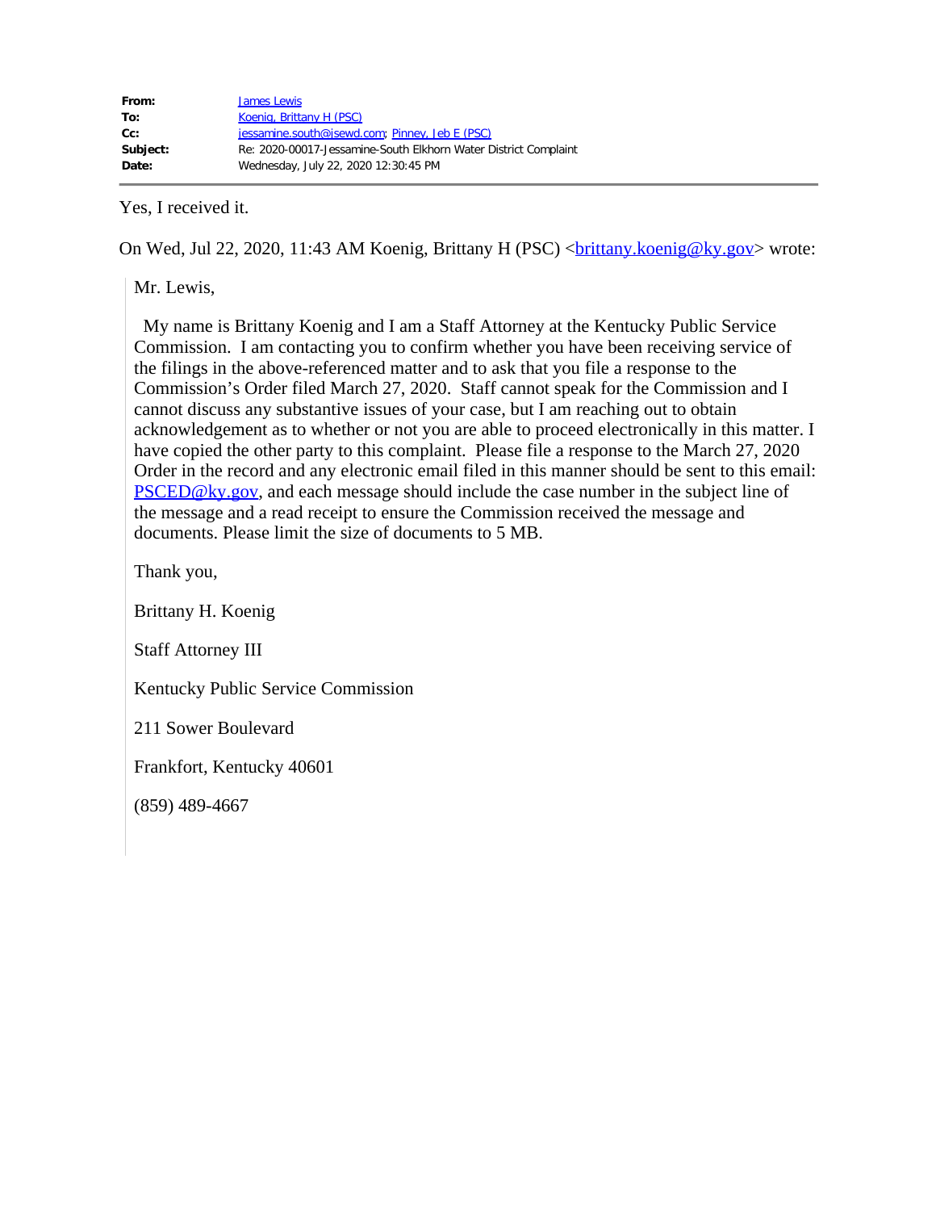| | |
|---|---|
| **From:** | James Lewis |
| **To:** | Koenig, Brittany H (PSC) |
| **Cc:** | jessamine.south@jsewd.com; Pinney, Jeb E (PSC) |
| **Subject:** | Re: 2020-00017-Jessamine-South Elkhorn Water District Complaint |
| **Date:** | Wednesday, July 22, 2020 12:30:45 PM |

Yes, I received it.

On Wed, Jul 22, 2020, 11:43 AM Koenig, Brittany H (PSC) <brittany.koenig@ky.gov> wrote:

> Mr. Lewis,
>
> My name is Brittany Koenig and I am a Staff Attorney at the Kentucky Public Service Commission. I am contacting you to confirm whether you have been receiving service of the filings in the above-referenced matter and to ask that you file a response to the Commission's Order filed March 27, 2020. Staff cannot speak for the Commission and I cannot discuss any substantive issues of your case, but I am reaching out to obtain acknowledgement as to whether or not you are able to proceed electronically in this matter. I have copied the other party to this complaint. Please file a response to the March 27, 2020 Order in the record and any electronic email filed in this manner should be sent to this email: PSCED@ky.gov, and each message should include the case number in the subject line of the message and a read receipt to ensure the Commission received the message and documents. Please limit the size of documents to 5 MB.
>
> Thank you,
>
> Brittany H. Koenig
>
> Staff Attorney III
>
> Kentucky Public Service Commission
>
> 211 Sower Boulevard
>
> Frankfort, Kentucky 40601
>
> (859) 489-4667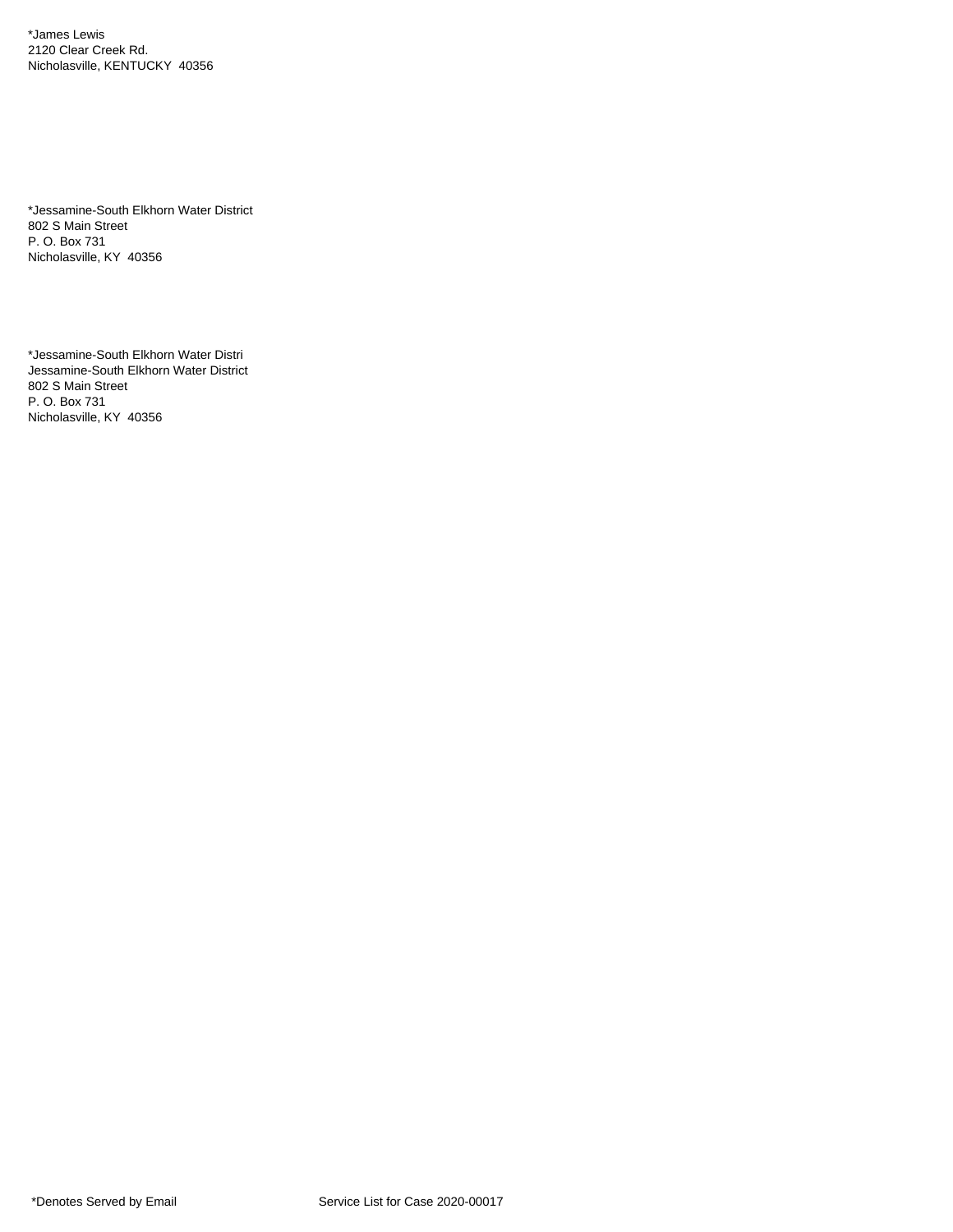*James Lewis
2120 Clear Creek Rd.
Nicholasville, KENTUCKY  40356

*Jessamine-South Elkhorn Water District
802 S Main Street
P. O. Box 731
Nicholasville, KY  40356

*Jessamine-South Elkhorn Water Distri
Jessamine-South Elkhorn Water District
802 S Main Street
P. O. Box 731
Nicholasville, KY  40356